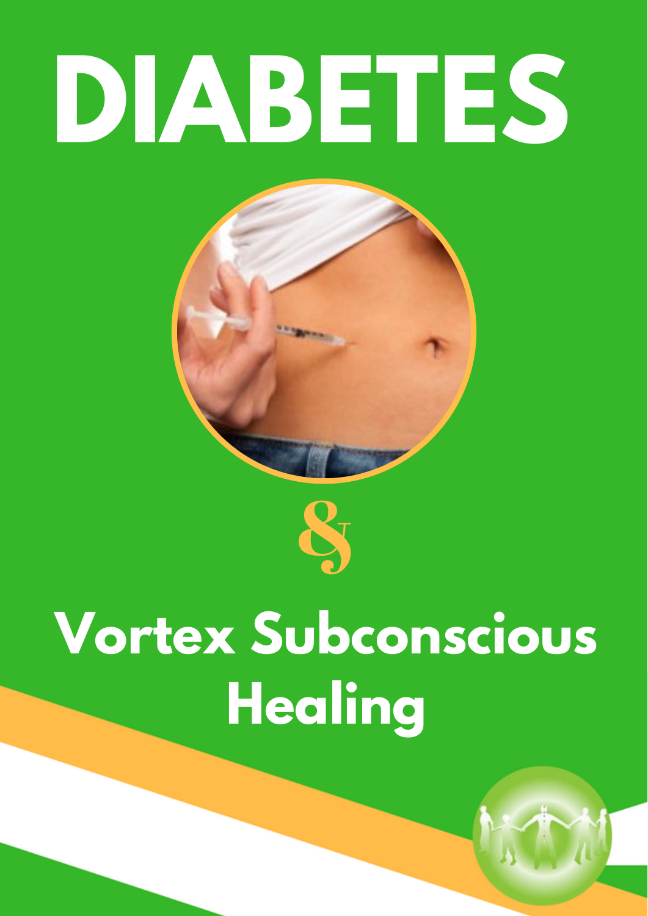# DIABETES

&

## Vortex Subconscious Healing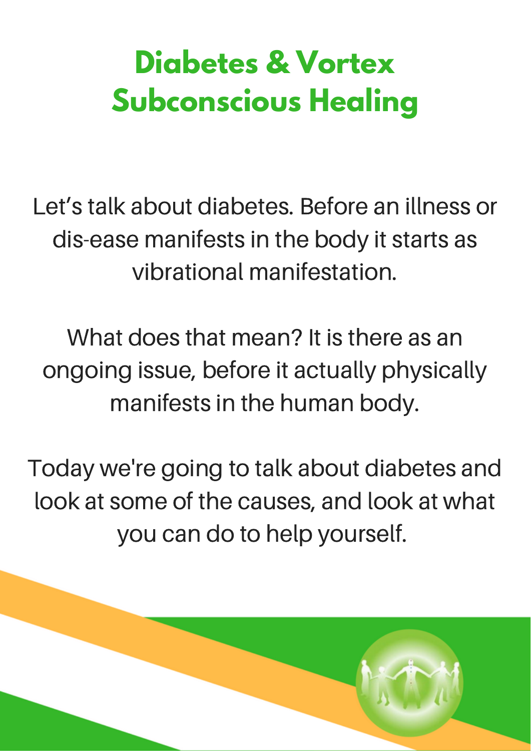# Diabetes & Vortex Subconscious Healing

Let's talk about diabetes. Before an illness or dis-ease manifests in the body it starts as vibrational manifestation.

What does that mean? It is there as an ongoing issue, before it actually physically manifests in the human body.

Today we're going to talk about diabetes and look at some of the causes, and look at what you can do to help yourself.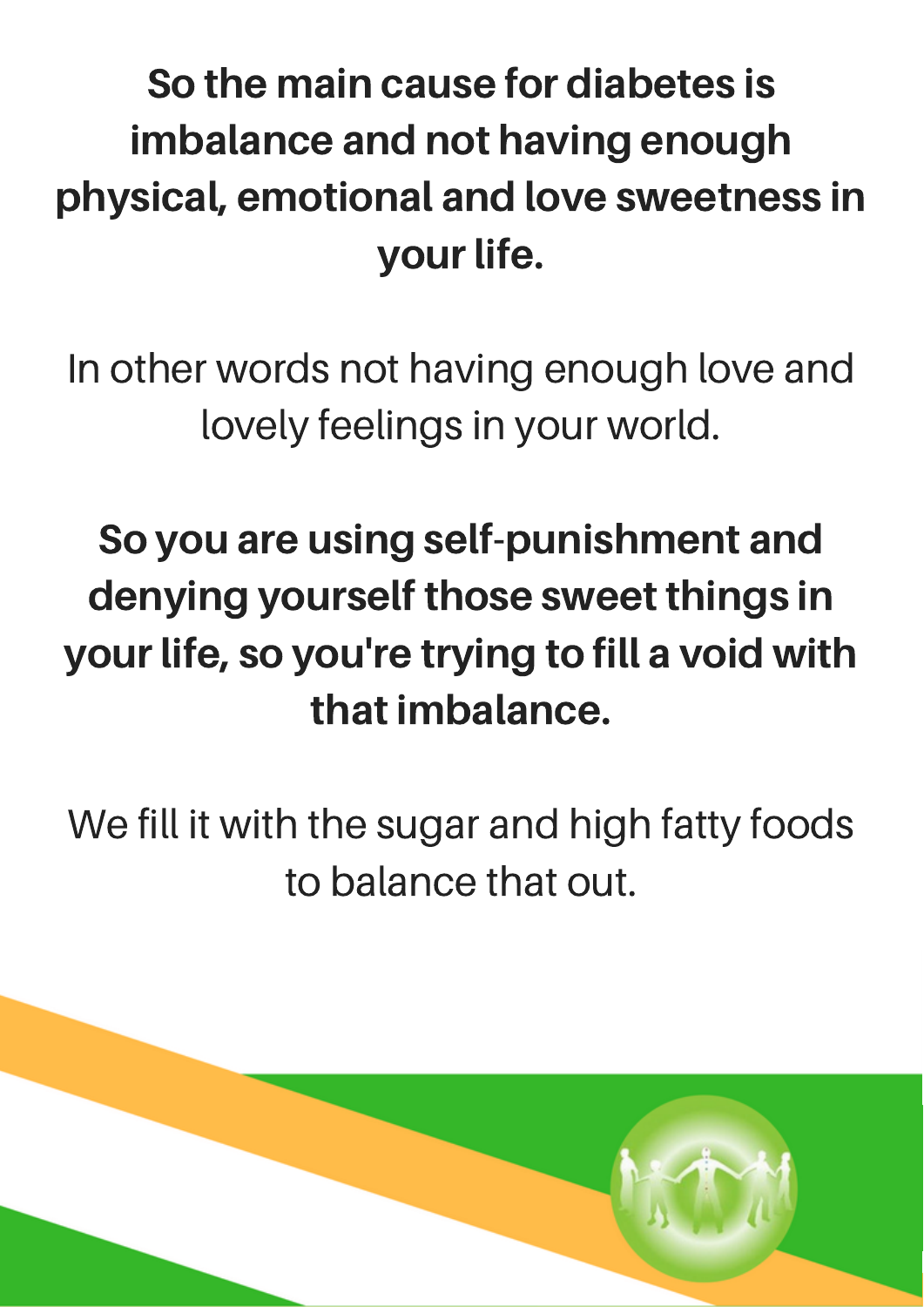**So the main cause for diabetes is imbalance and not having enough physical, emotional and love sweetness in your life.**

In other words not having enough love and lovely feelings in your world.

**So you are using self-punishment and denying yourself those sweet things in your life, so you're trying to fill a void with that imbalance.**

We fill it with the sugar and high fatty foods to balance that out.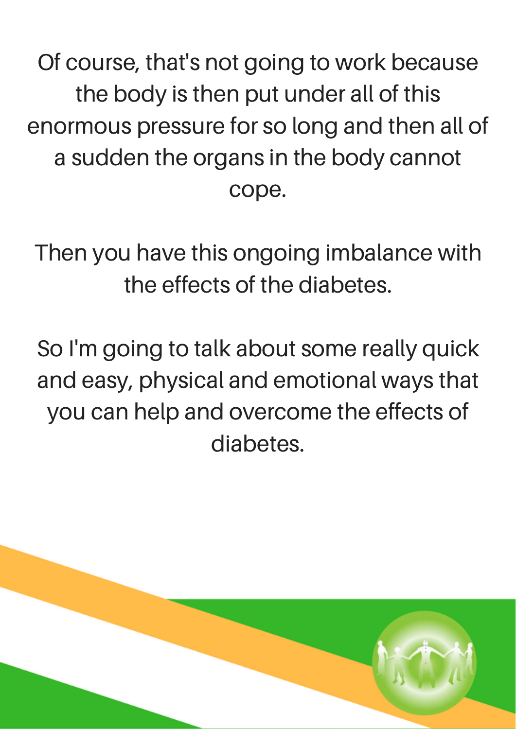Of course, that's not going to work because the body is then put under all of this enormous pressure for so long and then all of a sudden the organs in the body cannot cope.

Then you have this ongoing imbalance with the effects of the diabetes.

So I'm going to talk about some really quick and easy, physical and emotional ways that you can help and overcome the effects of diabetes.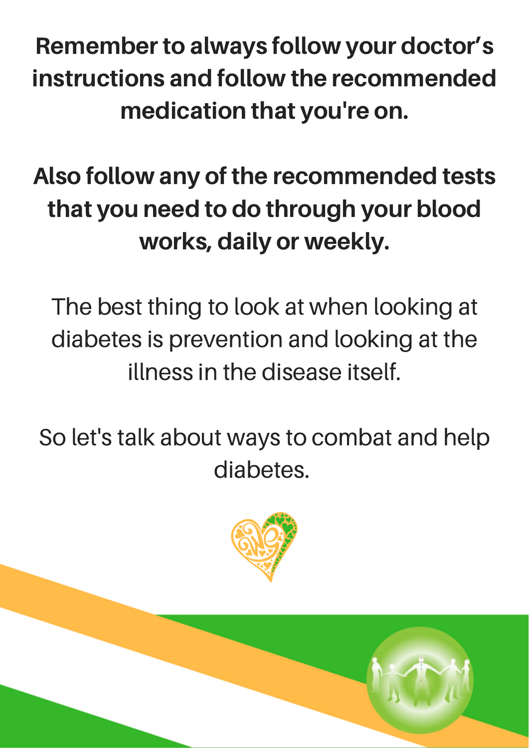**Remember to always follow your doctor's instructions and follow the recommended medication that you're on.**

**Also follow any of the recommended tests that you need to do through your blood works, daily or weekly.**

The best thing to look at when looking at diabetes is prevention and looking at the illness in the disease itself.

So let's talk about ways to combat and help diabetes.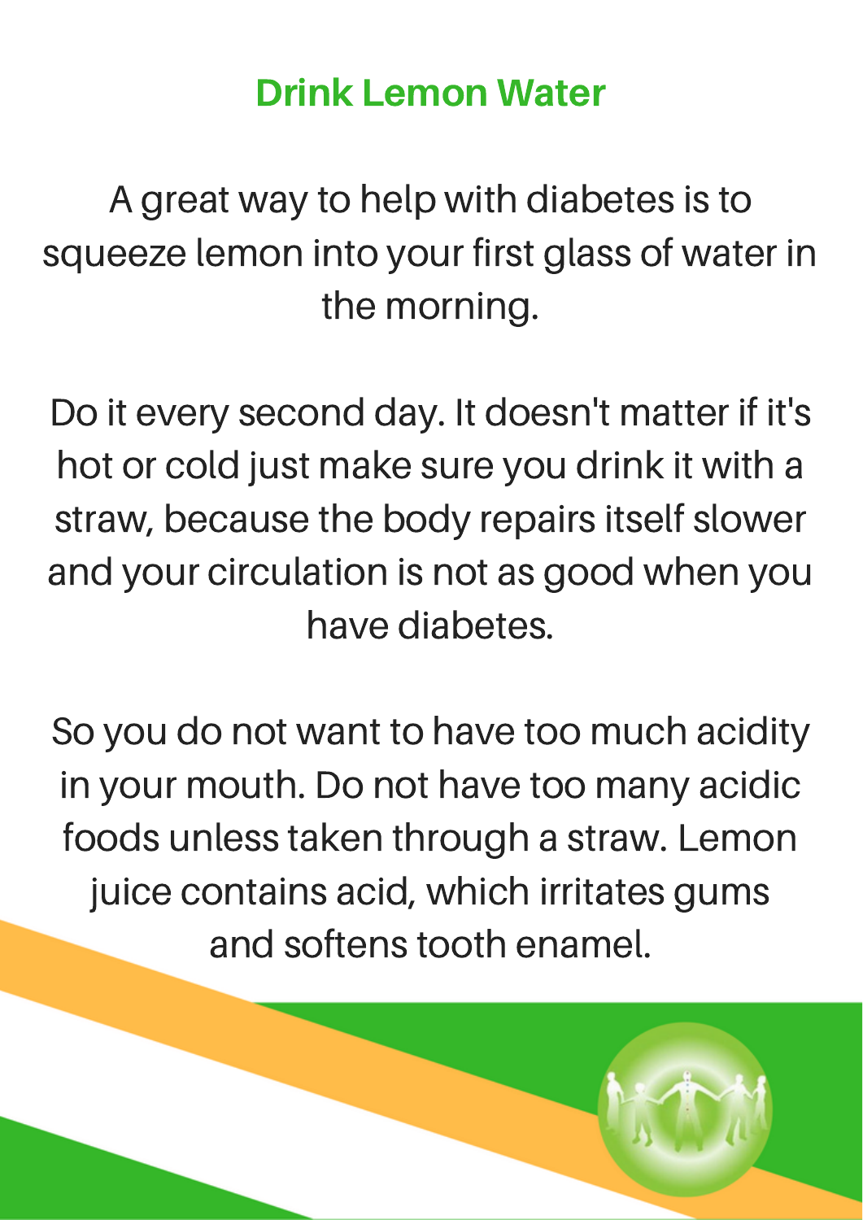# Drink Lemon Water

A great way to help with diabetes is to squeeze lemon into your first glass of water in the morning.

Do it every second day. It doesn't matter if it's hot or cold just make sure you drink it with a straw, because the body repairs itself slower and your circulation is not as good when you have diabetes.

So you do not want to have too much acidity in your mouth. Do not have too many acidic foods unless taken through a straw. Lemon juice contains acid, which irritates gums and softens tooth enamel.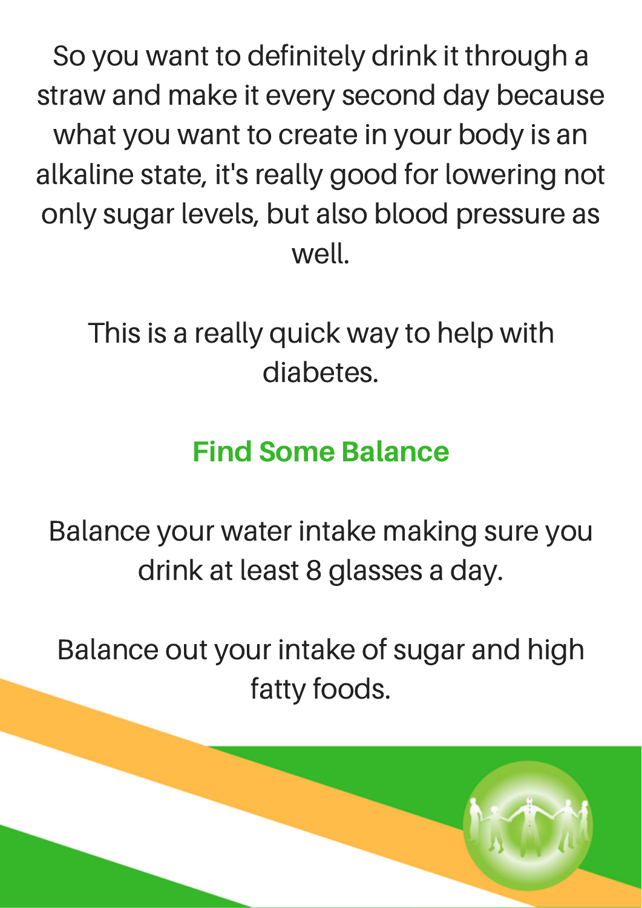So you want to definitely drink it through a straw and make it every second day because what you want to create in your body is an alkaline state, it's really good for lowering not only sugar levels, but also blood pressure as well.

This is a really quick way to help with diabetes.

## Find Some Balance

Balance your water intake making sure you drink at least 8 glasses a day.

Balance out your intake of sugar and high fatty foods.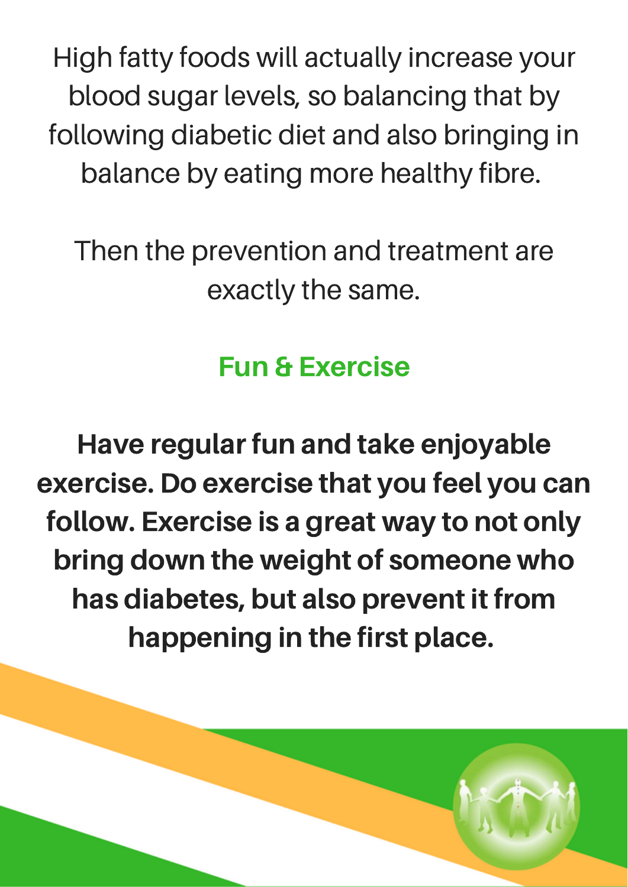High fatty foods will actually increase your blood sugar levels, so balancing that by following diabetic diet and also bringing in balance by eating more healthy fibre.

Then the prevention and treatment are exactly the same.

## Fun & Exercise

**Have regular fun and take enjoyable exercise. Do exercise that you feel you can follow. Exercise is a great way to not only bring down the weight of someone who has diabetes, but also prevent it from happening in the first place.**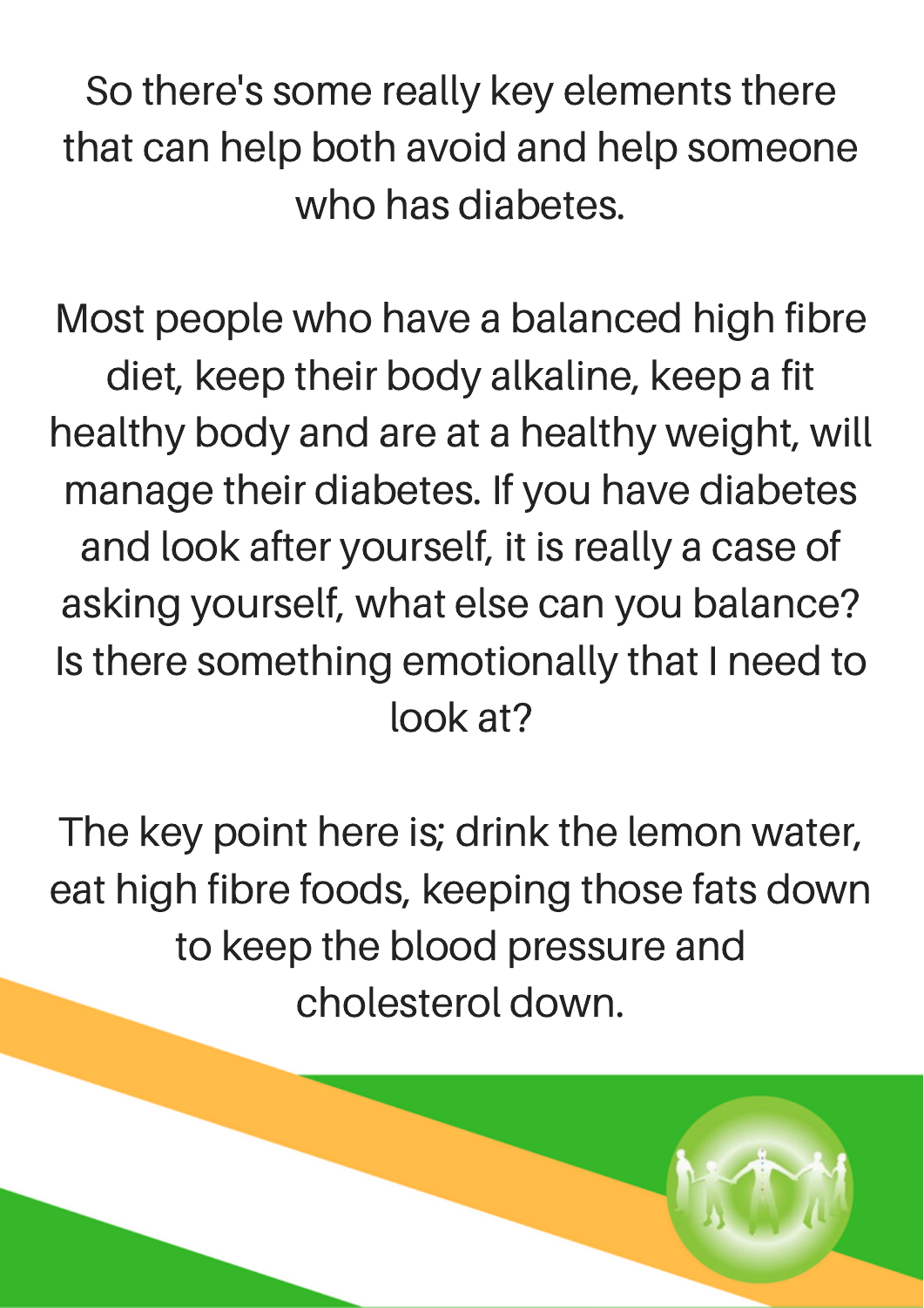So there's some really key elements there that can help both avoid and help someone who has diabetes.

Most people who have a balanced high fibre diet, keep their body alkaline, keep a fit healthy body and are at a healthy weight, will manage their diabetes. If you have diabetes and look after yourself, it is really a case of asking yourself, what else can you balance? Is there something emotionally that I need to look at?

The key point here is; drink the lemon water, eat high fibre foods, keeping those fats down to keep the blood pressure and cholesterol down.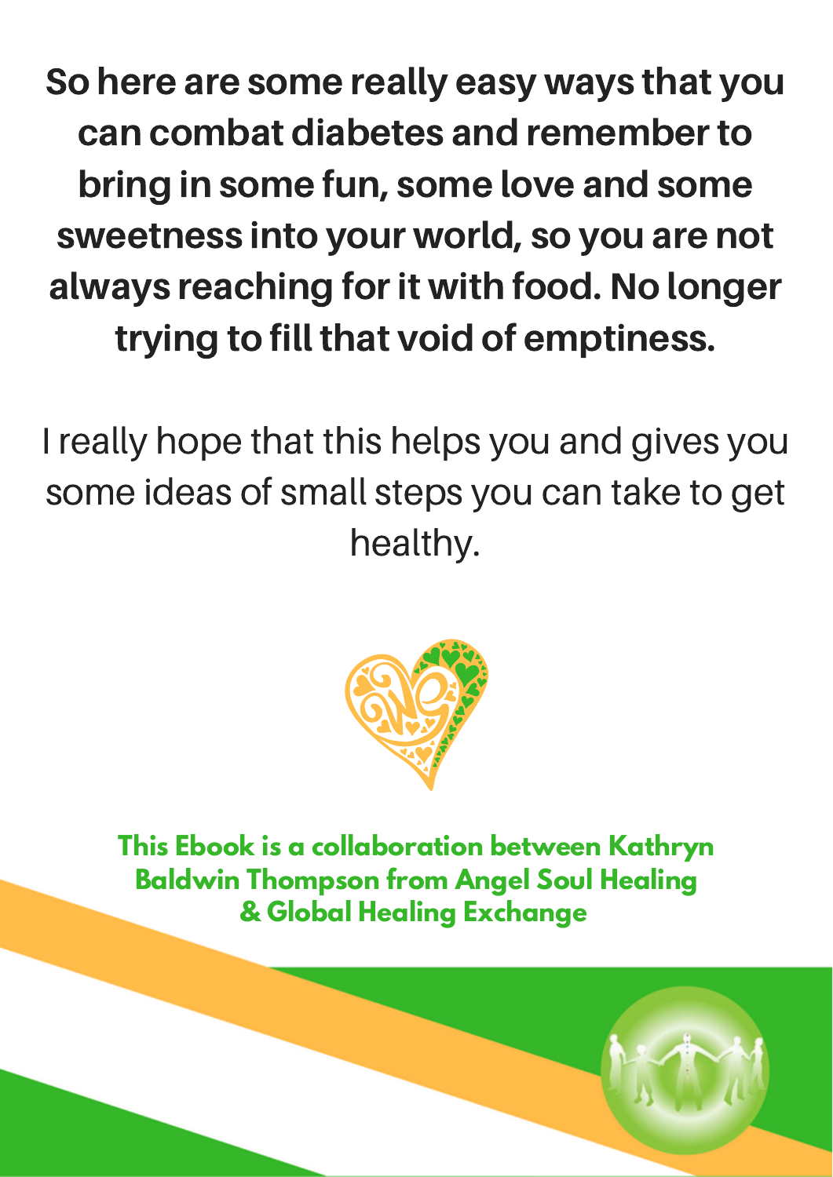**So here are some really easy ways that you can combat diabetes and remember to bring in some fun, some love and some sweetness into your world, so you are not always reaching for it with food. No longer trying to fill that void of emptiness.**

I really hope that this helps you and gives you some ideas of small steps you can take to get healthy.

**This Ebook is a collaboration between Kathryn Baldwin Thompson from Angel Soul Healing & Global Healing Exchange**